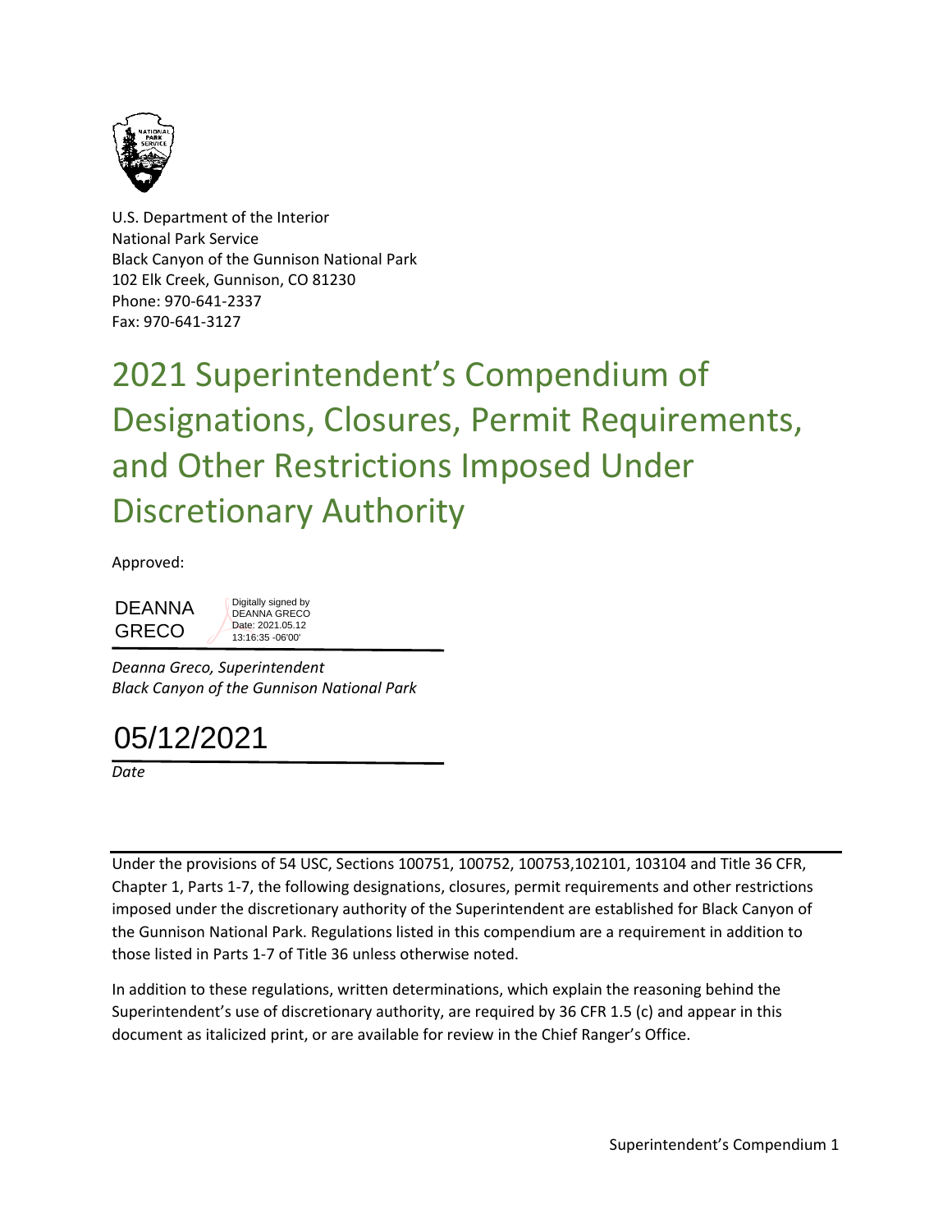U.S. Department of the Interior
National Park Service
Black Canyon of the Gunnison National Park
102 Elk Creek, Gunnison, CO 81230
Phone: 970-641-2337
Fax: 970-641-3127

# 2021 Superintendent's Compendium of Designations, Closures, Permit Requirements, and Other Restrictions Imposed Under Discretionary Authority

Approved:

DEANNA GRECO
Digitally signed by DEANNA GRECO
Date: 2021.05.12 13:16:35 -06'00'

*Deanna Greco, Superintendent*
*Black Canyon of the Gunnison National Park*

05/12/2021

*Date*

---

Under the provisions of 54 USC, Sections 100751, 100752, 100753,102101, 103104 and Title 36 CFR, Chapter 1, Parts 1-7, the following designations, closures, permit requirements and other restrictions imposed under the discretionary authority of the Superintendent are established for Black Canyon of the Gunnison National Park. Regulations listed in this compendium are a requirement in addition to those listed in Parts 1-7 of Title 36 unless otherwise noted.

In addition to these regulations, written determinations, which explain the reasoning behind the Superintendent's use of discretionary authority, are required by 36 CFR 1.5 (c) and appear in this document as italicized print, or are available for review in the Chief Ranger's Office.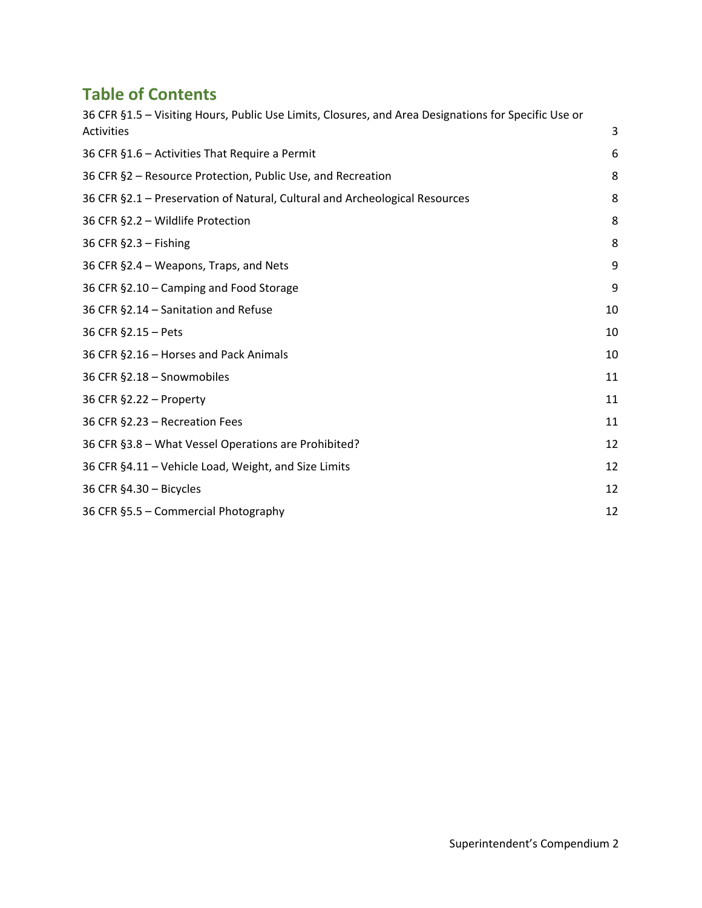## Table of Contents

| | |
|---|---|
| 36 CFR §1.5 – Visiting Hours, Public Use Limits, Closures, and Area Designations for Specific Use or Activities | 3 |
| 36 CFR §1.6 – Activities That Require a Permit | 6 |
| 36 CFR §2 – Resource Protection, Public Use, and Recreation | 8 |
| 36 CFR §2.1 – Preservation of Natural, Cultural and Archeological Resources | 8 |
| 36 CFR §2.2 – Wildlife Protection | 8 |
| 36 CFR §2.3 – Fishing | 8 |
| 36 CFR §2.4 – Weapons, Traps, and Nets | 9 |
| 36 CFR §2.10 – Camping and Food Storage | 9 |
| 36 CFR §2.14 – Sanitation and Refuse | 10 |
| 36 CFR §2.15 – Pets | 10 |
| 36 CFR §2.16 – Horses and Pack Animals | 10 |
| 36 CFR §2.18 – Snowmobiles | 11 |
| 36 CFR §2.22 – Property | 11 |
| 36 CFR §2.23 – Recreation Fees | 11 |
| 36 CFR §3.8 – What Vessel Operations are Prohibited? | 12 |
| 36 CFR §4.11 – Vehicle Load, Weight, and Size Limits | 12 |
| 36 CFR §4.30 – Bicycles | 12 |
| 36 CFR §5.5 – Commercial Photography | 12 |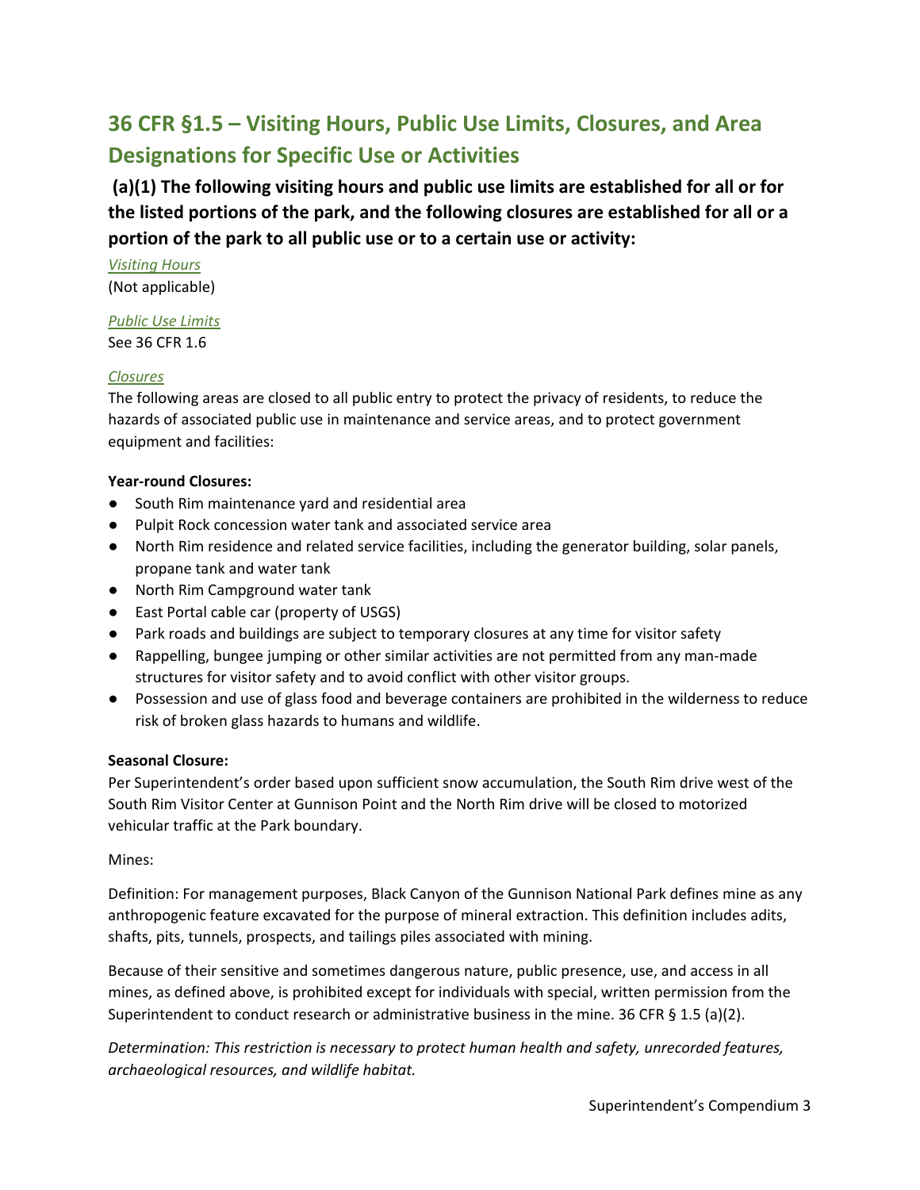## 36 CFR §1.5 – Visiting Hours, Public Use Limits, Closures, and Area Designations for Specific Use or Activities

### (a)(1) The following visiting hours and public use limits are established for all or for the listed portions of the park, and the following closures are established for all or a portion of the park to all public use or to a certain use or activity:

*Visiting Hours*

(Not applicable)

*Public Use Limits*

See 36 CFR 1.6

*Closures*

The following areas are closed to all public entry to protect the privacy of residents, to reduce the hazards of associated public use in maintenance and service areas, and to protect government equipment and facilities:

**Year-round Closures:**

- South Rim maintenance yard and residential area
- Pulpit Rock concession water tank and associated service area
- North Rim residence and related service facilities, including the generator building, solar panels, propane tank and water tank
- North Rim Campground water tank
- East Portal cable car (property of USGS)
- Park roads and buildings are subject to temporary closures at any time for visitor safety
- Rappelling, bungee jumping or other similar activities are not permitted from any man-made structures for visitor safety and to avoid conflict with other visitor groups.
- Possession and use of glass food and beverage containers are prohibited in the wilderness to reduce risk of broken glass hazards to humans and wildlife.

**Seasonal Closure:**

Per Superintendent's order based upon sufficient snow accumulation, the South Rim drive west of the South Rim Visitor Center at Gunnison Point and the North Rim drive will be closed to motorized vehicular traffic at the Park boundary.

Mines:

Definition: For management purposes, Black Canyon of the Gunnison National Park defines mine as any anthropogenic feature excavated for the purpose of mineral extraction. This definition includes adits, shafts, pits, tunnels, prospects, and tailings piles associated with mining.

Because of their sensitive and sometimes dangerous nature, public presence, use, and access in all mines, as defined above, is prohibited except for individuals with special, written permission from the Superintendent to conduct research or administrative business in the mine. 36 CFR § 1.5 (a)(2).

*Determination: This restriction is necessary to protect human health and safety, unrecorded features, archaeological resources, and wildlife habitat.*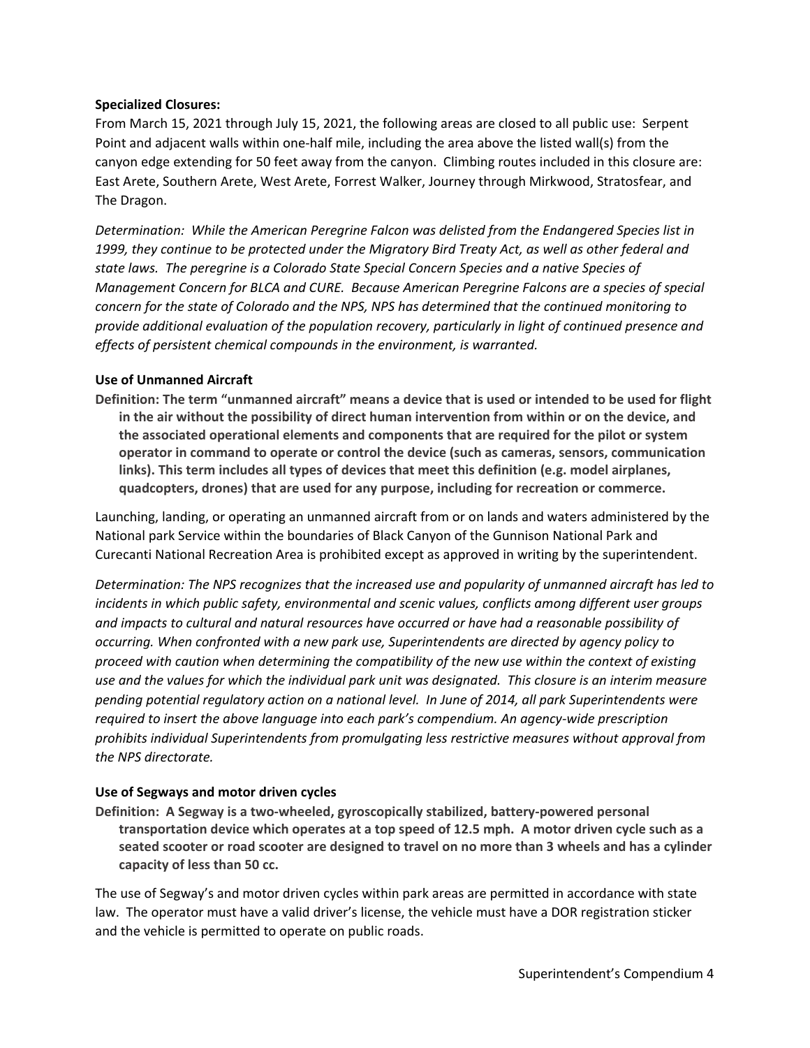**Specialized Closures:**

From March 15, 2021 through July 15, 2021, the following areas are closed to all public use: Serpent Point and adjacent walls within one-half mile, including the area above the listed wall(s) from the canyon edge extending for 50 feet away from the canyon. Climbing routes included in this closure are: East Arete, Southern Arete, West Arete, Forrest Walker, Journey through Mirkwood, Stratosfear, and The Dragon.

*Determination: While the American Peregrine Falcon was delisted from the Endangered Species list in 1999, they continue to be protected under the Migratory Bird Treaty Act, as well as other federal and state laws. The peregrine is a Colorado State Special Concern Species and a native Species of Management Concern for BLCA and CURE. Because American Peregrine Falcons are a species of special concern for the state of Colorado and the NPS, NPS has determined that the continued monitoring to provide additional evaluation of the population recovery, particularly in light of continued presence and effects of persistent chemical compounds in the environment, is warranted.*

**Use of Unmanned Aircraft**

**Definition: The term "unmanned aircraft" means a device that is used or intended to be used for flight in the air without the possibility of direct human intervention from within or on the device, and the associated operational elements and components that are required for the pilot or system operator in command to operate or control the device (such as cameras, sensors, communication links). This term includes all types of devices that meet this definition (e.g. model airplanes, quadcopters, drones) that are used for any purpose, including for recreation or commerce.**

Launching, landing, or operating an unmanned aircraft from or on lands and waters administered by the National park Service within the boundaries of Black Canyon of the Gunnison National Park and Curecanti National Recreation Area is prohibited except as approved in writing by the superintendent.

*Determination: The NPS recognizes that the increased use and popularity of unmanned aircraft has led to incidents in which public safety, environmental and scenic values, conflicts among different user groups and impacts to cultural and natural resources have occurred or have had a reasonable possibility of occurring. When confronted with a new park use, Superintendents are directed by agency policy to proceed with caution when determining the compatibility of the new use within the context of existing use and the values for which the individual park unit was designated. This closure is an interim measure pending potential regulatory action on a national level. In June of 2014, all park Superintendents were required to insert the above language into each park's compendium. An agency-wide prescription prohibits individual Superintendents from promulgating less restrictive measures without approval from the NPS directorate.*

**Use of Segways and motor driven cycles**

**Definition: A Segway is a two-wheeled, gyroscopically stabilized, battery-powered personal transportation device which operates at a top speed of 12.5 mph. A motor driven cycle such as a seated scooter or road scooter are designed to travel on no more than 3 wheels and has a cylinder capacity of less than 50 cc.**

The use of Segway's and motor driven cycles within park areas are permitted in accordance with state law. The operator must have a valid driver's license, the vehicle must have a DOR registration sticker and the vehicle is permitted to operate on public roads.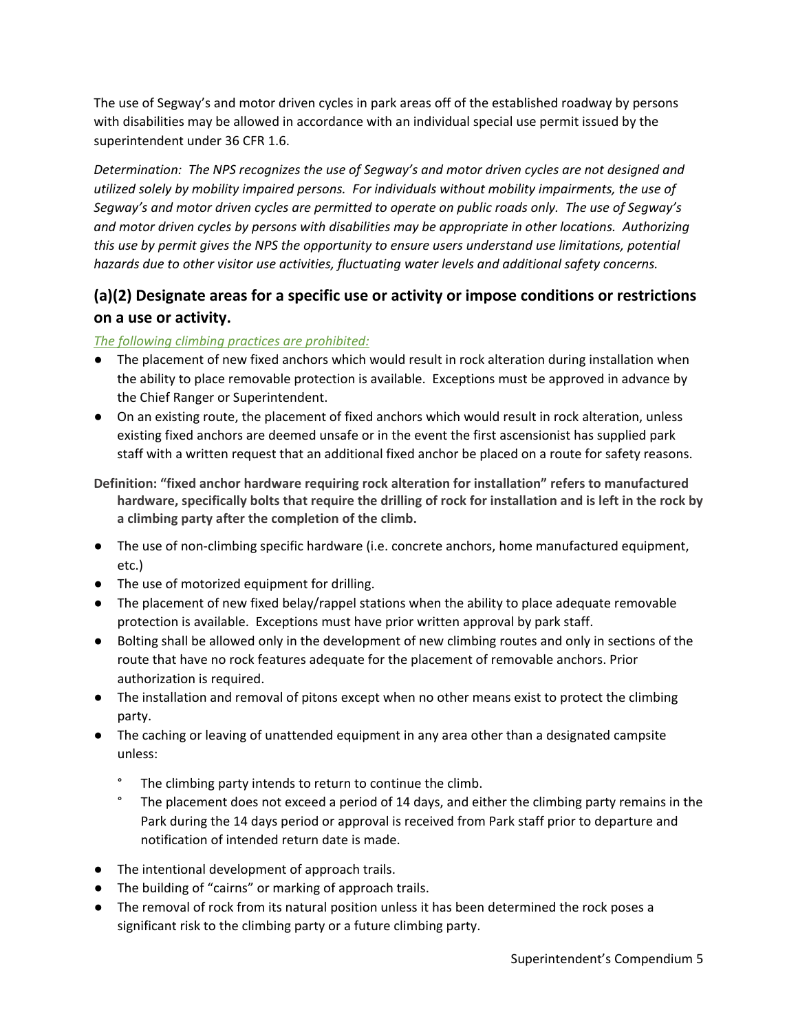The use of Segway's and motor driven cycles in park areas off of the established roadway by persons with disabilities may be allowed in accordance with an individual special use permit issued by the superintendent under 36 CFR 1.6.

*Determination: The NPS recognizes the use of Segway's and motor driven cycles are not designed and utilized solely by mobility impaired persons. For individuals without mobility impairments, the use of Segway's and motor driven cycles are permitted to operate on public roads only. The use of Segway's and motor driven cycles by persons with disabilities may be appropriate in other locations. Authorizing this use by permit gives the NPS the opportunity to ensure users understand use limitations, potential hazards due to other visitor use activities, fluctuating water levels and additional safety concerns.*

## (a)(2) Designate areas for a specific use or activity or impose conditions or restrictions on a use or activity.

*The following climbing practices are prohibited:*

- The placement of new fixed anchors which would result in rock alteration during installation when the ability to place removable protection is available. Exceptions must be approved in advance by the Chief Ranger or Superintendent.
- On an existing route, the placement of fixed anchors which would result in rock alteration, unless existing fixed anchors are deemed unsafe or in the event the first ascensionist has supplied park staff with a written request that an additional fixed anchor be placed on a route for safety reasons.

**Definition: "fixed anchor hardware requiring rock alteration for installation" refers to manufactured hardware, specifically bolts that require the drilling of rock for installation and is left in the rock by a climbing party after the completion of the climb.**

- The use of non-climbing specific hardware (i.e. concrete anchors, home manufactured equipment, etc.)
- The use of motorized equipment for drilling.
- The placement of new fixed belay/rappel stations when the ability to place adequate removable protection is available. Exceptions must have prior written approval by park staff.
- Bolting shall be allowed only in the development of new climbing routes and only in sections of the route that have no rock features adequate for the placement of removable anchors. Prior authorization is required.
- The installation and removal of pitons except when no other means exist to protect the climbing party.
- The caching or leaving of unattended equipment in any area other than a designated campsite unless:
  - The climbing party intends to return to continue the climb.
  - The placement does not exceed a period of 14 days, and either the climbing party remains in the Park during the 14 days period or approval is received from Park staff prior to departure and notification of intended return date is made.
- The intentional development of approach trails.
- The building of "cairns" or marking of approach trails.
- The removal of rock from its natural position unless it has been determined the rock poses a significant risk to the climbing party or a future climbing party.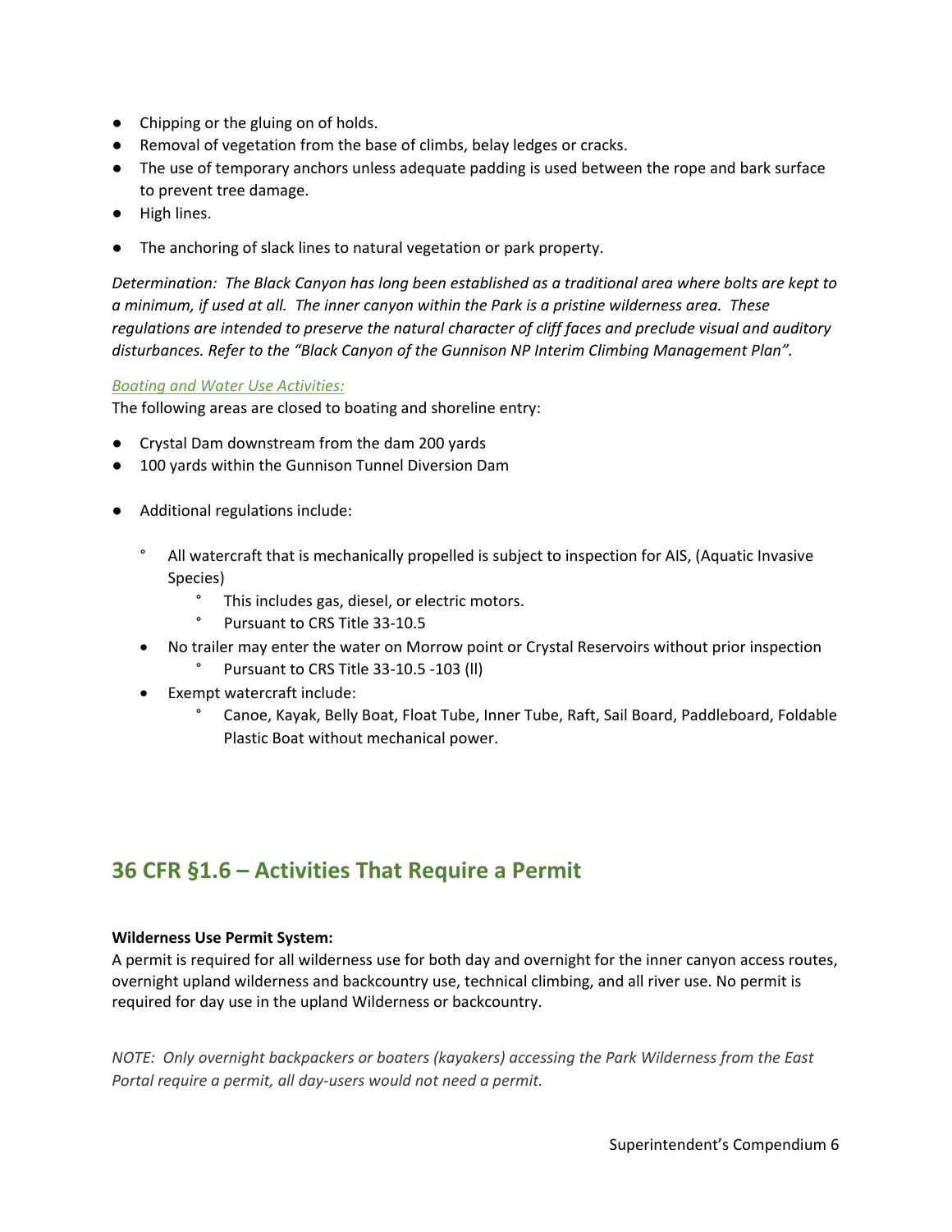- Chipping or the gluing on of holds.
- Removal of vegetation from the base of climbs, belay ledges or cracks.
- The use of temporary anchors unless adequate padding is used between the rope and bark surface to prevent tree damage.
- High lines.
- The anchoring of slack lines to natural vegetation or park property.

*Determination: The Black Canyon has long been established as a traditional area where bolts are kept to a minimum, if used at all. The inner canyon within the Park is a pristine wilderness area. These regulations are intended to preserve the natural character of cliff faces and preclude visual and auditory disturbances. Refer to the "Black Canyon of the Gunnison NP Interim Climbing Management Plan".*

*Boating and Water Use Activities:*

The following areas are closed to boating and shoreline entry:

- Crystal Dam downstream from the dam 200 yards
- 100 yards within the Gunnison Tunnel Diversion Dam
- Additional regulations include:
  - All watercraft that is mechanically propelled is subject to inspection for AIS, (Aquatic Invasive Species)
    - This includes gas, diesel, or electric motors.
    - Pursuant to CRS Title 33-10.5
  - No trailer may enter the water on Morrow point or Crystal Reservoirs without prior inspection
    - Pursuant to CRS Title 33-10.5 -103 (ll)
  - Exempt watercraft include:
    - Canoe, Kayak, Belly Boat, Float Tube, Inner Tube, Raft, Sail Board, Paddleboard, Foldable Plastic Boat without mechanical power.

## 36 CFR §1.6 – Activities That Require a Permit

**Wilderness Use Permit System:**

A permit is required for all wilderness use for both day and overnight for the inner canyon access routes, overnight upland wilderness and backcountry use, technical climbing, and all river use. No permit is required for day use in the upland Wilderness or backcountry.

*NOTE: Only overnight backpackers or boaters (kayakers) accessing the Park Wilderness from the East Portal require a permit, all day-users would not need a permit.*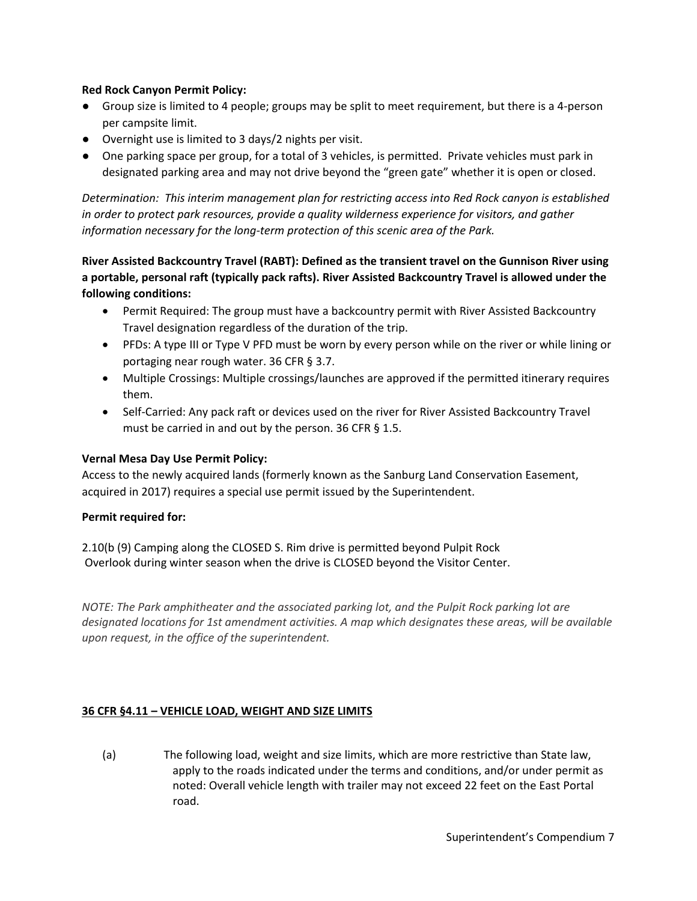**Red Rock Canyon Permit Policy:**

- Group size is limited to 4 people; groups may be split to meet requirement, but there is a 4-person per campsite limit.
- Overnight use is limited to 3 days/2 nights per visit.
- One parking space per group, for a total of 3 vehicles, is permitted. Private vehicles must park in designated parking area and may not drive beyond the "green gate" whether it is open or closed.

*Determination: This interim management plan for restricting access into Red Rock canyon is established in order to protect park resources, provide a quality wilderness experience for visitors, and gather information necessary for the long-term protection of this scenic area of the Park.*

**River Assisted Backcountry Travel (RABT): Defined as the transient travel on the Gunnison River using a portable, personal raft (typically pack rafts). River Assisted Backcountry Travel is allowed under the following conditions:**

- Permit Required: The group must have a backcountry permit with River Assisted Backcountry Travel designation regardless of the duration of the trip.
- PFDs: A type III or Type V PFD must be worn by every person while on the river or while lining or portaging near rough water. 36 CFR § 3.7.
- Multiple Crossings: Multiple crossings/launches are approved if the permitted itinerary requires them.
- Self-Carried: Any pack raft or devices used on the river for River Assisted Backcountry Travel must be carried in and out by the person. 36 CFR § 1.5.

**Vernal Mesa Day Use Permit Policy:**

Access to the newly acquired lands (formerly known as the Sanburg Land Conservation Easement, acquired in 2017) requires a special use permit issued by the Superintendent.

**Permit required for:**

2.10(b (9) Camping along the CLOSED S. Rim drive is permitted beyond Pulpit Rock Overlook during winter season when the drive is CLOSED beyond the Visitor Center.

*NOTE: The Park amphitheater and the associated parking lot, and the Pulpit Rock parking lot are designated locations for 1st amendment activities. A map which designates these areas, will be available upon request, in the office of the superintendent.*

## 36 CFR §4.11 – VEHICLE LOAD, WEIGHT AND SIZE LIMITS

(a) The following load, weight and size limits, which are more restrictive than State law, apply to the roads indicated under the terms and conditions, and/or under permit as noted: Overall vehicle length with trailer may not exceed 22 feet on the East Portal road.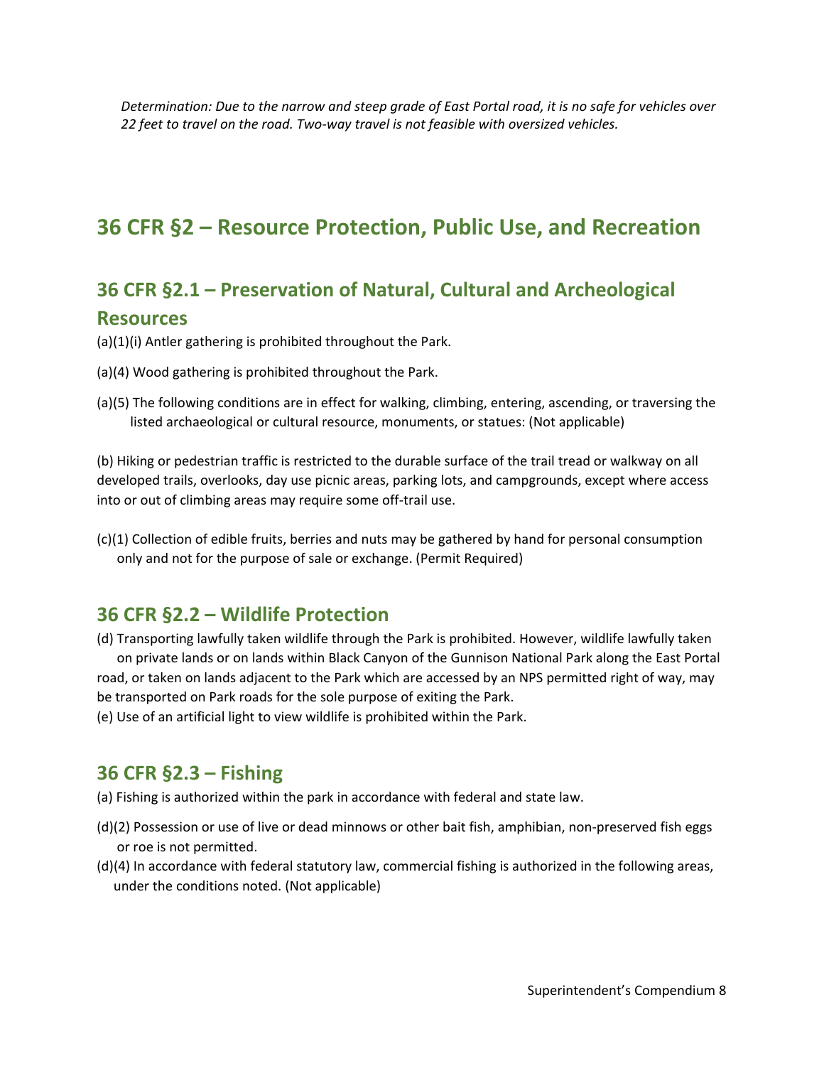*Determination: Due to the narrow and steep grade of East Portal road, it is no safe for vehicles over 22 feet to travel on the road. Two-way travel is not feasible with oversized vehicles.*

# 36 CFR §2 – Resource Protection, Public Use, and Recreation

## 36 CFR §2.1 – Preservation of Natural, Cultural and Archeological Resources

(a)(1)(i) Antler gathering is prohibited throughout the Park.

(a)(4) Wood gathering is prohibited throughout the Park.

(a)(5) The following conditions are in effect for walking, climbing, entering, ascending, or traversing the listed archaeological or cultural resource, monuments, or statues: (Not applicable)

(b) Hiking or pedestrian traffic is restricted to the durable surface of the trail tread or walkway on all developed trails, overlooks, day use picnic areas, parking lots, and campgrounds, except where access into or out of climbing areas may require some off-trail use.

(c)(1) Collection of edible fruits, berries and nuts may be gathered by hand for personal consumption only and not for the purpose of sale or exchange. (Permit Required)

## 36 CFR §2.2 – Wildlife Protection

(d) Transporting lawfully taken wildlife through the Park is prohibited. However, wildlife lawfully taken on private lands or on lands within Black Canyon of the Gunnison National Park along the East Portal road, or taken on lands adjacent to the Park which are accessed by an NPS permitted right of way, may be transported on Park roads for the sole purpose of exiting the Park.

(e) Use of an artificial light to view wildlife is prohibited within the Park.

## 36 CFR §2.3 – Fishing

(a) Fishing is authorized within the park in accordance with federal and state law.

(d)(2) Possession or use of live or dead minnows or other bait fish, amphibian, non-preserved fish eggs or roe is not permitted.

(d)(4) In accordance with federal statutory law, commercial fishing is authorized in the following areas, under the conditions noted. (Not applicable)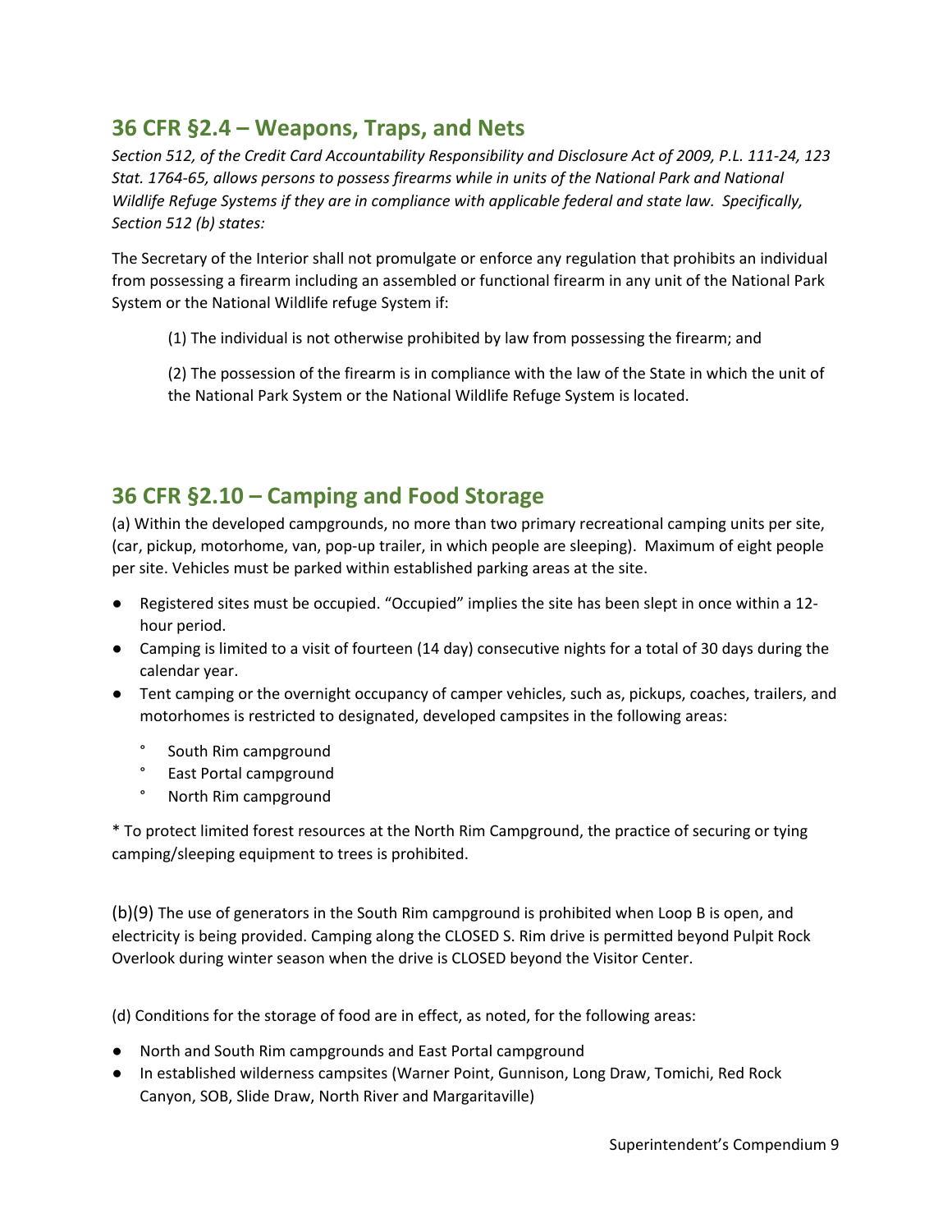## 36 CFR §2.4 – Weapons, Traps, and Nets

*Section 512, of the Credit Card Accountability Responsibility and Disclosure Act of 2009, P.L. 111-24, 123 Stat. 1764-65, allows persons to possess firearms while in units of the National Park and National Wildlife Refuge Systems if they are in compliance with applicable federal and state law. Specifically, Section 512 (b) states:*

The Secretary of the Interior shall not promulgate or enforce any regulation that prohibits an individual from possessing a firearm including an assembled or functional firearm in any unit of the National Park System or the National Wildlife refuge System if:

> (1) The individual is not otherwise prohibited by law from possessing the firearm; and
>
> (2) The possession of the firearm is in compliance with the law of the State in which the unit of the National Park System or the National Wildlife Refuge System is located.

## 36 CFR §2.10 – Camping and Food Storage

(a) Within the developed campgrounds, no more than two primary recreational camping units per site, (car, pickup, motorhome, van, pop-up trailer, in which people are sleeping). Maximum of eight people per site. Vehicles must be parked within established parking areas at the site.

- Registered sites must be occupied. "Occupied" implies the site has been slept in once within a 12-hour period.
- Camping is limited to a visit of fourteen (14 day) consecutive nights for a total of 30 days during the calendar year.
- Tent camping or the overnight occupancy of camper vehicles, such as, pickups, coaches, trailers, and motorhomes is restricted to designated, developed campsites in the following areas:
  - South Rim campground
  - East Portal campground
  - North Rim campground

* To protect limited forest resources at the North Rim Campground, the practice of securing or tying camping/sleeping equipment to trees is prohibited.

(b)(9) The use of generators in the South Rim campground is prohibited when Loop B is open, and electricity is being provided. Camping along the CLOSED S. Rim drive is permitted beyond Pulpit Rock Overlook during winter season when the drive is CLOSED beyond the Visitor Center.

(d) Conditions for the storage of food are in effect, as noted, for the following areas:

- North and South Rim campgrounds and East Portal campground
- In established wilderness campsites (Warner Point, Gunnison, Long Draw, Tomichi, Red Rock Canyon, SOB, Slide Draw, North River and Margaritaville)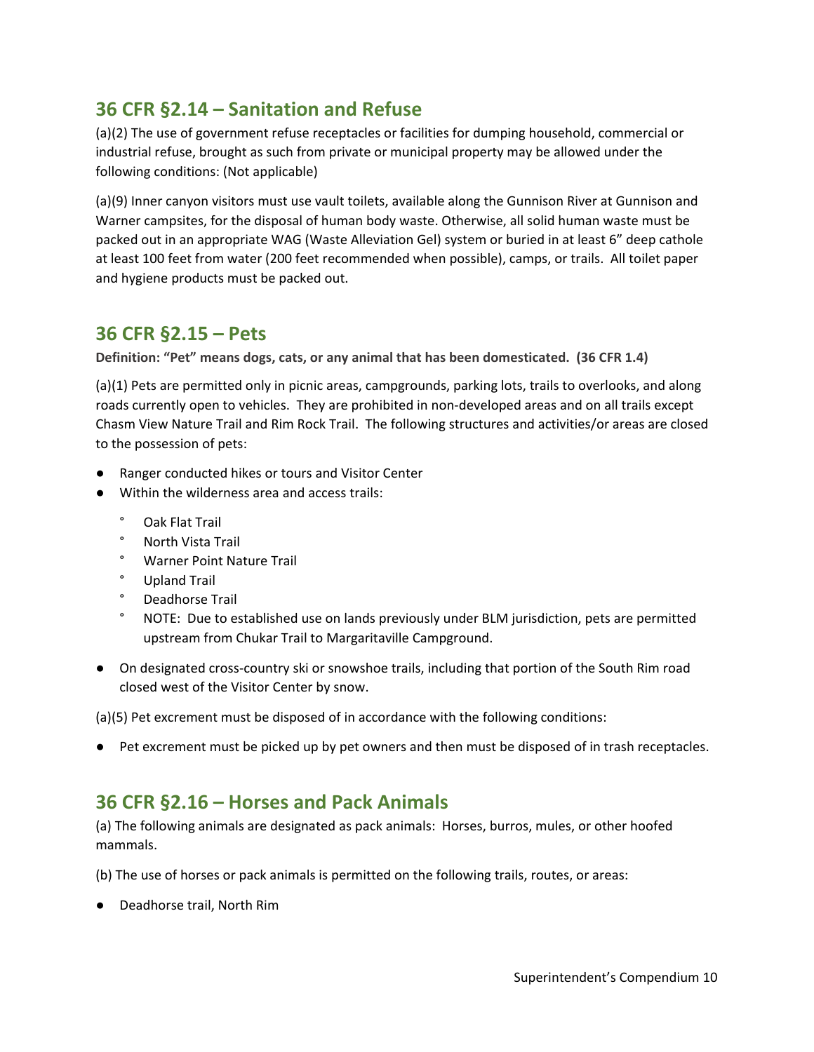## 36 CFR §2.14 – Sanitation and Refuse

(a)(2) The use of government refuse receptacles or facilities for dumping household, commercial or industrial refuse, brought as such from private or municipal property may be allowed under the following conditions: (Not applicable)

(a)(9) Inner canyon visitors must use vault toilets, available along the Gunnison River at Gunnison and Warner campsites, for the disposal of human body waste. Otherwise, all solid human waste must be packed out in an appropriate WAG (Waste Alleviation Gel) system or buried in at least 6" deep cathole at least 100 feet from water (200 feet recommended when possible), camps, or trails. All toilet paper and hygiene products must be packed out.

## 36 CFR §2.15 – Pets

**Definition: "Pet" means dogs, cats, or any animal that has been domesticated. (36 CFR 1.4)**

(a)(1) Pets are permitted only in picnic areas, campgrounds, parking lots, trails to overlooks, and along roads currently open to vehicles. They are prohibited in non-developed areas and on all trails except Chasm View Nature Trail and Rim Rock Trail. The following structures and activities/or areas are closed to the possession of pets:

- Ranger conducted hikes or tours and Visitor Center
- Within the wilderness area and access trails:
  - Oak Flat Trail
  - North Vista Trail
  - Warner Point Nature Trail
  - Upland Trail
  - Deadhorse Trail
  - NOTE: Due to established use on lands previously under BLM jurisdiction, pets are permitted upstream from Chukar Trail to Margaritaville Campground.
- On designated cross-country ski or snowshoe trails, including that portion of the South Rim road closed west of the Visitor Center by snow.

(a)(5) Pet excrement must be disposed of in accordance with the following conditions:

- Pet excrement must be picked up by pet owners and then must be disposed of in trash receptacles.

## 36 CFR §2.16 – Horses and Pack Animals

(a) The following animals are designated as pack animals: Horses, burros, mules, or other hoofed mammals.

(b) The use of horses or pack animals is permitted on the following trails, routes, or areas:

- Deadhorse trail, North Rim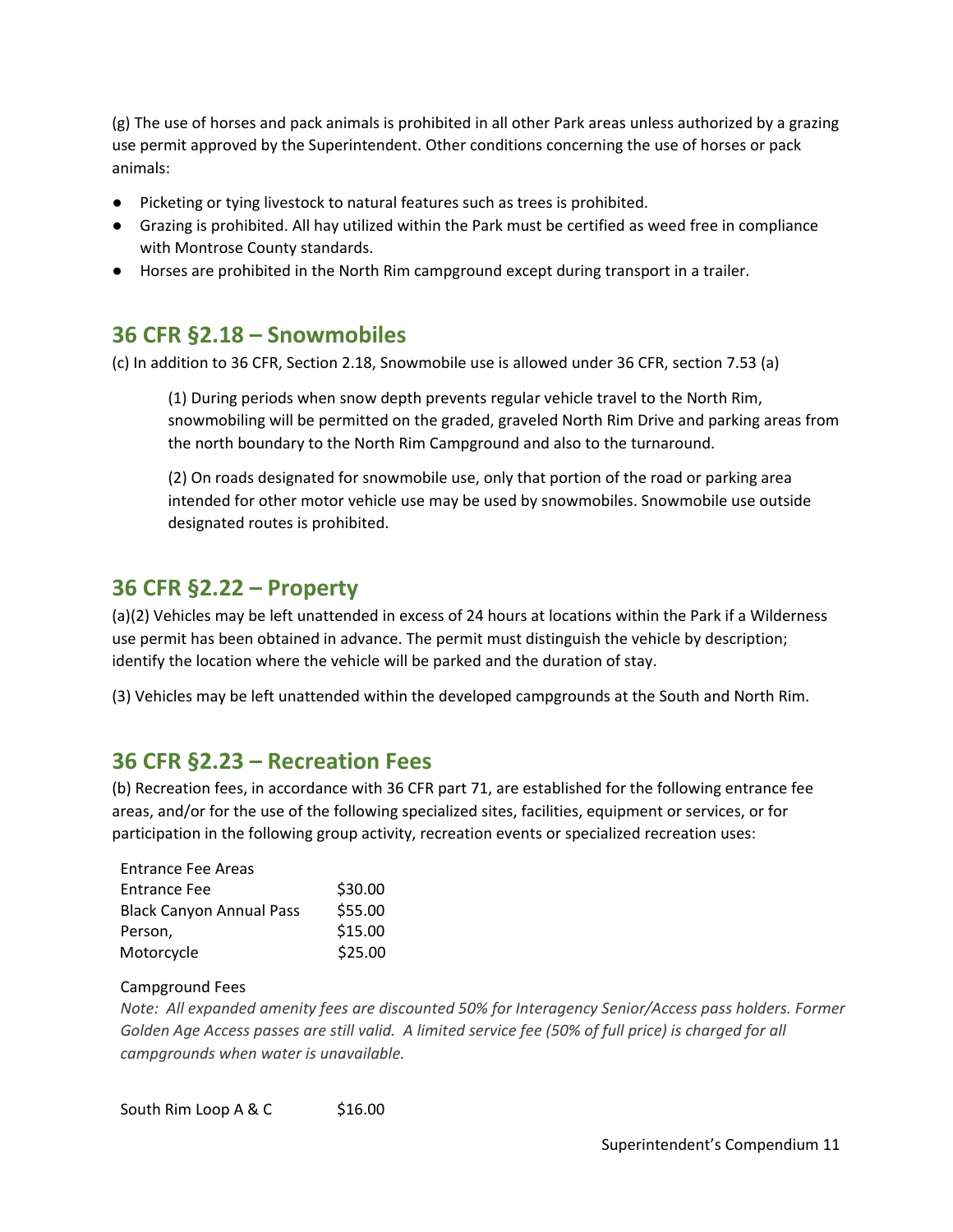(g) The use of horses and pack animals is prohibited in all other Park areas unless authorized by a grazing use permit approved by the Superintendent. Other conditions concerning the use of horses or pack animals:

- Picketing or tying livestock to natural features such as trees is prohibited.
- Grazing is prohibited. All hay utilized within the Park must be certified as weed free in compliance with Montrose County standards.
- Horses are prohibited in the North Rim campground except during transport in a trailer.

## 36 CFR §2.18 – Snowmobiles

(c) In addition to 36 CFR, Section 2.18, Snowmobile use is allowed under 36 CFR, section 7.53 (a)

> (1) During periods when snow depth prevents regular vehicle travel to the North Rim, snowmobiling will be permitted on the graded, graveled North Rim Drive and parking areas from the north boundary to the North Rim Campground and also to the turnaround.
>
> (2) On roads designated for snowmobile use, only that portion of the road or parking area intended for other motor vehicle use may be used by snowmobiles. Snowmobile use outside designated routes is prohibited.

## 36 CFR §2.22 – Property

(a)(2) Vehicles may be left unattended in excess of 24 hours at locations within the Park if a Wilderness use permit has been obtained in advance. The permit must distinguish the vehicle by description; identify the location where the vehicle will be parked and the duration of stay.

(3) Vehicles may be left unattended within the developed campgrounds at the South and North Rim.

## 36 CFR §2.23 – Recreation Fees

(b) Recreation fees, in accordance with 36 CFR part 71, are established for the following entrance fee areas, and/or for the use of the following specialized sites, facilities, equipment or services, or for participation in the following group activity, recreation events or specialized recreation uses:

| Entrance Fee Areas | |
|---|---|
| Entrance Fee | $30.00 |
| Black Canyon Annual Pass | $55.00 |
| Person, | $15.00 |
| Motorcycle | $25.00 |

Campground Fees

*Note: All expanded amenity fees are discounted 50% for Interagency Senior/Access pass holders. Former Golden Age Access passes are still valid. A limited service fee (50% of full price) is charged for all campgrounds when water is unavailable.*

| | |
|---|---|
| South Rim Loop A & C | $16.00 |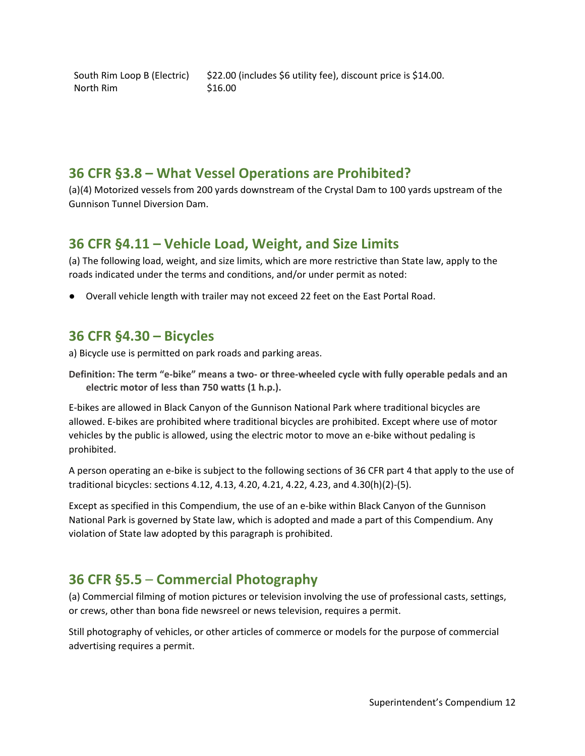| | |
|---|---|
| South Rim Loop B (Electric) | $22.00 (includes $6 utility fee), discount price is $14.00. |
| North Rim | $16.00 |

## 36 CFR §3.8 – What Vessel Operations are Prohibited?

(a)(4) Motorized vessels from 200 yards downstream of the Crystal Dam to 100 yards upstream of the Gunnison Tunnel Diversion Dam.

## 36 CFR §4.11 – Vehicle Load, Weight, and Size Limits

(a) The following load, weight, and size limits, which are more restrictive than State law, apply to the roads indicated under the terms and conditions, and/or under permit as noted:

- Overall vehicle length with trailer may not exceed 22 feet on the East Portal Road.

## 36 CFR §4.30 – Bicycles

a) Bicycle use is permitted on park roads and parking areas.

**Definition: The term "e-bike" means a two- or three-wheeled cycle with fully operable pedals and an electric motor of less than 750 watts (1 h.p.).**

E-bikes are allowed in Black Canyon of the Gunnison National Park where traditional bicycles are allowed. E-bikes are prohibited where traditional bicycles are prohibited. Except where use of motor vehicles by the public is allowed, using the electric motor to move an e-bike without pedaling is prohibited.

A person operating an e-bike is subject to the following sections of 36 CFR part 4 that apply to the use of traditional bicycles: sections 4.12, 4.13, 4.20, 4.21, 4.22, 4.23, and 4.30(h)(2)-(5).

Except as specified in this Compendium, the use of an e-bike within Black Canyon of the Gunnison National Park is governed by State law, which is adopted and made a part of this Compendium. Any violation of State law adopted by this paragraph is prohibited.

## 36 CFR §5.5 – Commercial Photography

(a) Commercial filming of motion pictures or television involving the use of professional casts, settings, or crews, other than bona fide newsreel or news television, requires a permit.

Still photography of vehicles, or other articles of commerce or models for the purpose of commercial advertising requires a permit.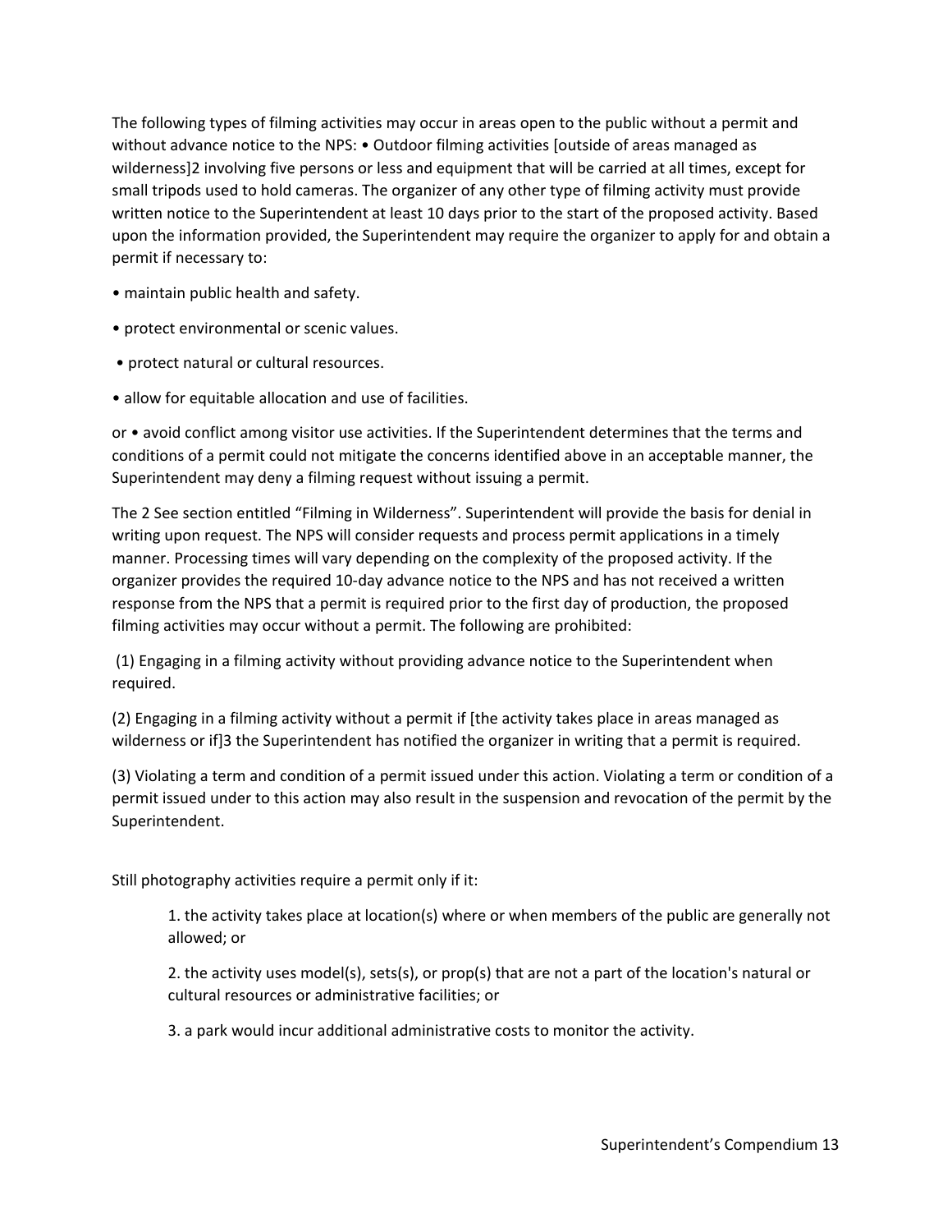The following types of filming activities may occur in areas open to the public without a permit and without advance notice to the NPS: • Outdoor filming activities [outside of areas managed as wilderness][2] involving five persons or less and equipment that will be carried at all times, except for small tripods used to hold cameras. The organizer of any other type of filming activity must provide written notice to the Superintendent at least 10 days prior to the start of the proposed activity. Based upon the information provided, the Superintendent may require the organizer to apply for and obtain a permit if necessary to:

- maintain public health and safety.
- protect environmental or scenic values.
- protect natural or cultural resources.
- allow for equitable allocation and use of facilities.

or • avoid conflict among visitor use activities. If the Superintendent determines that the terms and conditions of a permit could not mitigate the concerns identified above in an acceptable manner, the Superintendent may deny a filming request without issuing a permit.

The 2 See section entitled "Filming in Wilderness". Superintendent will provide the basis for denial in writing upon request. The NPS will consider requests and process permit applications in a timely manner. Processing times will vary depending on the complexity of the proposed activity. If the organizer provides the required 10-day advance notice to the NPS and has not received a written response from the NPS that a permit is required prior to the first day of production, the proposed filming activities may occur without a permit. The following are prohibited:

(1) Engaging in a filming activity without providing advance notice to the Superintendent when required.

(2) Engaging in a filming activity without a permit if [the activity takes place in areas managed as wilderness or if][3] the Superintendent has notified the organizer in writing that a permit is required.

(3) Violating a term and condition of a permit issued under this action. Violating a term or condition of a permit issued under to this action may also result in the suspension and revocation of the permit by the Superintendent.

Still photography activities require a permit only if it:

1. the activity takes place at location(s) where or when members of the public are generally not allowed; or
2. the activity uses model(s), sets(s), or prop(s) that are not a part of the location's natural or cultural resources or administrative facilities; or
3. a park would incur additional administrative costs to monitor the activity.